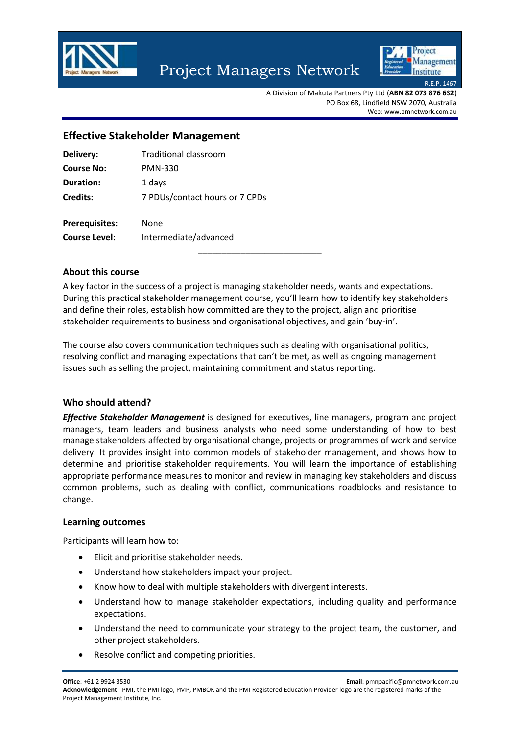Project Managers Network

R.E.P. 1467

A Division of Makuta Partners Pty Ltd (**ABN 82 073 876 632**)
PO Box 68, Lindfield NSW 2070, Australia
Web: www.pmnetwork.com.au

## Effective Stakeholder Management

| | |
|---|---|
| **Delivery:** | Traditional classroom |
| **Course No:** | PMN-330 |
| **Duration:** | 1 days |
| **Credits:** | 7 PDUs/contact hours or 7 CPDs |
| **Prerequisites:** | None |
| **Course Level:** | Intermediate/advanced |

### About this course

A key factor in the success of a project is managing stakeholder needs, wants and expectations. During this practical stakeholder management course, you'll learn how to identify key stakeholders and define their roles, establish how committed are they to the project, align and prioritise stakeholder requirements to business and organisational objectives, and gain 'buy-in'.

The course also covers communication techniques such as dealing with organisational politics, resolving conflict and managing expectations that can't be met, as well as ongoing management issues such as selling the project, maintaining commitment and status reporting.

### Who should attend?

***Effective Stakeholder Management*** is designed for executives, line managers, program and project managers, team leaders and business analysts who need some understanding of how to best manage stakeholders affected by organisational change, projects or programmes of work and service delivery. It provides insight into common models of stakeholder management, and shows how to determine and prioritise stakeholder requirements. You will learn the importance of establishing appropriate performance measures to monitor and review in managing key stakeholders and discuss common problems, such as dealing with conflict, communications roadblocks and resistance to change.

### Learning outcomes

Participants will learn how to:

- Elicit and prioritise stakeholder needs.
- Understand how stakeholders impact your project.
- Know how to deal with multiple stakeholders with divergent interests.
- Understand how to manage stakeholder expectations, including quality and performance expectations.
- Understand the need to communicate your strategy to the project team, the customer, and other project stakeholders.
- Resolve conflict and competing priorities.

**Office**: +61 2 9924 3530 **Email**: pmnpacific@pmnetwork.com.au
**Acknowledgement**: PMI, the PMI logo, PMP, PMBOK and the PMI Registered Education Provider logo are the registered marks of the Project Management Institute, Inc.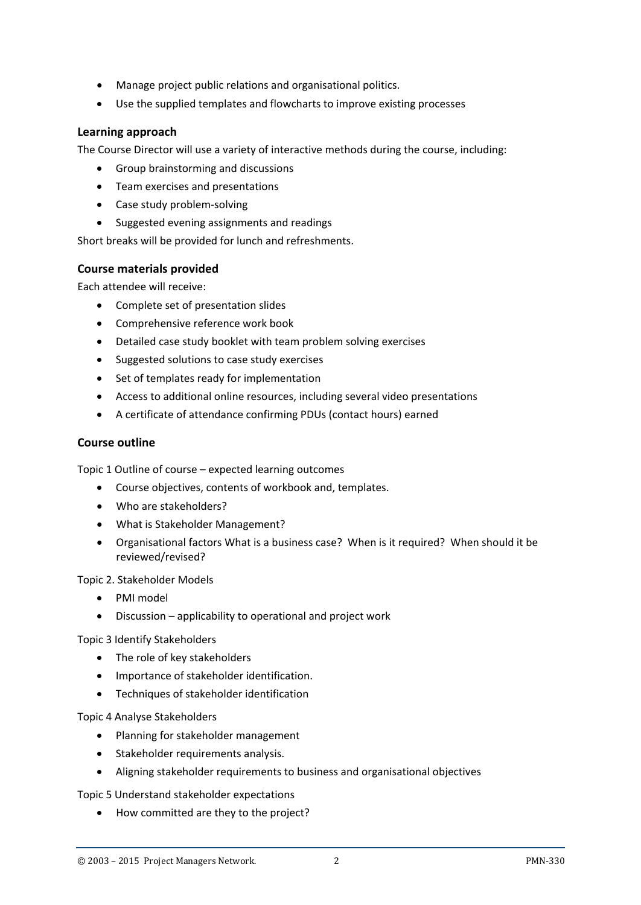- Manage project public relations and organisational politics.
- Use the supplied templates and flowcharts to improve existing processes

### Learning approach

The Course Director will use a variety of interactive methods during the course, including:

- Group brainstorming and discussions
- Team exercises and presentations
- Case study problem-solving
- Suggested evening assignments and readings

Short breaks will be provided for lunch and refreshments.

### Course materials provided

Each attendee will receive:

- Complete set of presentation slides
- Comprehensive reference work book
- Detailed case study booklet with team problem solving exercises
- Suggested solutions to case study exercises
- Set of templates ready for implementation
- Access to additional online resources, including several video presentations
- A certificate of attendance confirming PDUs (contact hours) earned

### Course outline

Topic 1 Outline of course – expected learning outcomes

- Course objectives, contents of workbook and, templates.
- Who are stakeholders?
- What is Stakeholder Management?
- Organisational factors What is a business case? When is it required? When should it be reviewed/revised?

Topic 2. Stakeholder Models

- PMI model
- Discussion – applicability to operational and project work

Topic 3 Identify Stakeholders

- The role of key stakeholders
- Importance of stakeholder identification.
- Techniques of stakeholder identification

Topic 4 Analyse Stakeholders

- Planning for stakeholder management
- Stakeholder requirements analysis.
- Aligning stakeholder requirements to business and organisational objectives

Topic 5 Understand stakeholder expectations

- How committed are they to the project?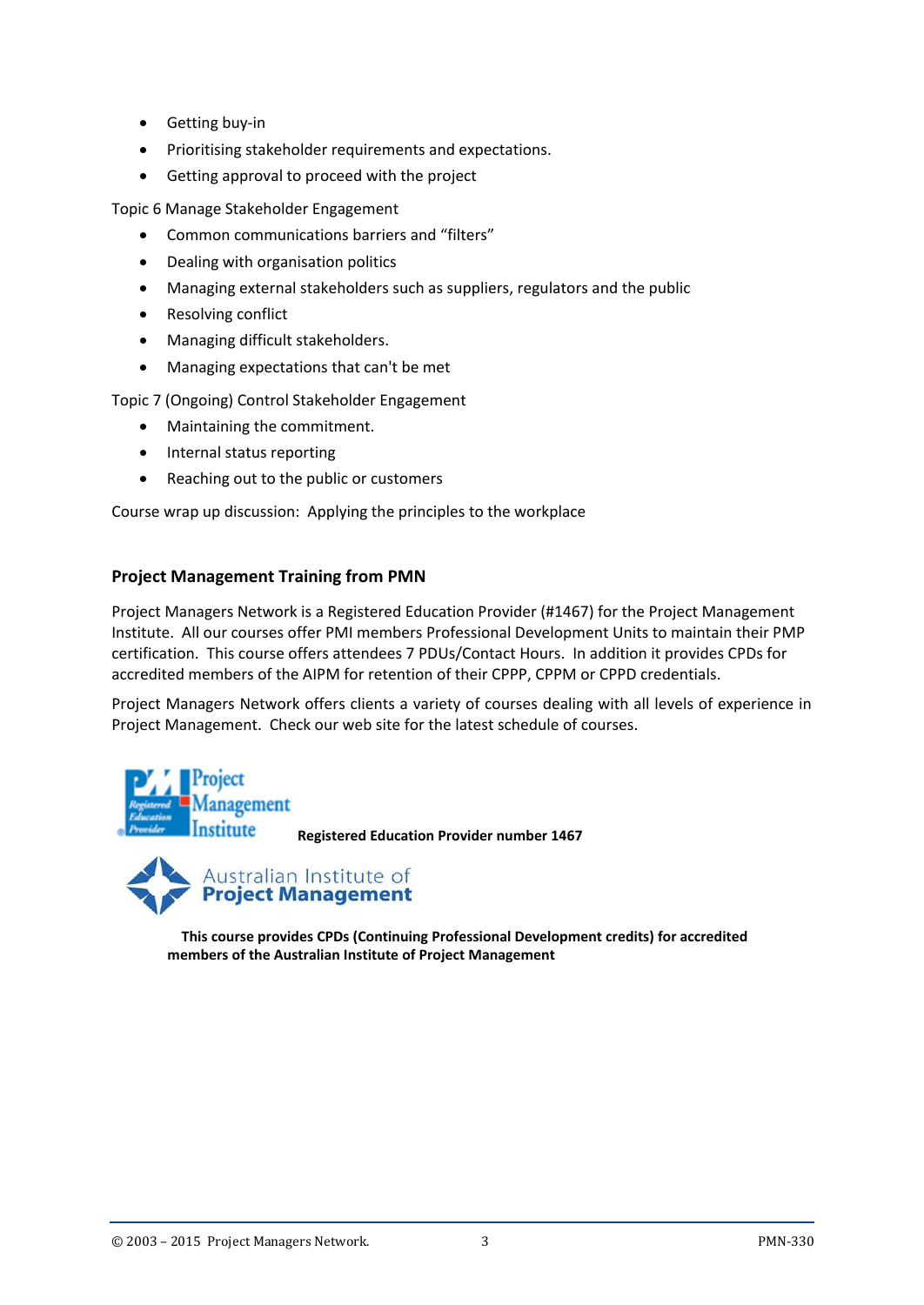- Getting buy-in
- Prioritising stakeholder requirements and expectations.
- Getting approval to proceed with the project

Topic 6 Manage Stakeholder Engagement

- Common communications barriers and "filters"
- Dealing with organisation politics
- Managing external stakeholders such as suppliers, regulators and the public
- Resolving conflict
- Managing difficult stakeholders.
- Managing expectations that can't be met

Topic 7 (Ongoing) Control Stakeholder Engagement

- Maintaining the commitment.
- Internal status reporting
- Reaching out to the public or customers

Course wrap up discussion: Applying the principles to the workplace

## Project Management Training from PMN

Project Managers Network is a Registered Education Provider (#1467) for the Project Management Institute. All our courses offer PMI members Professional Development Units to maintain their PMP certification. This course offers attendees 7 PDUs/Contact Hours. In addition it provides CPDs for accredited members of the AIPM for retention of their CPPP, CPPM or CPPD credentials.

Project Managers Network offers clients a variety of courses dealing with all levels of experience in Project Management. Check our web site for the latest schedule of courses.

**Registered Education Provider number 1467**

**This course provides CPDs (Continuing Professional Development credits) for accredited members of the Australian Institute of Project Management**